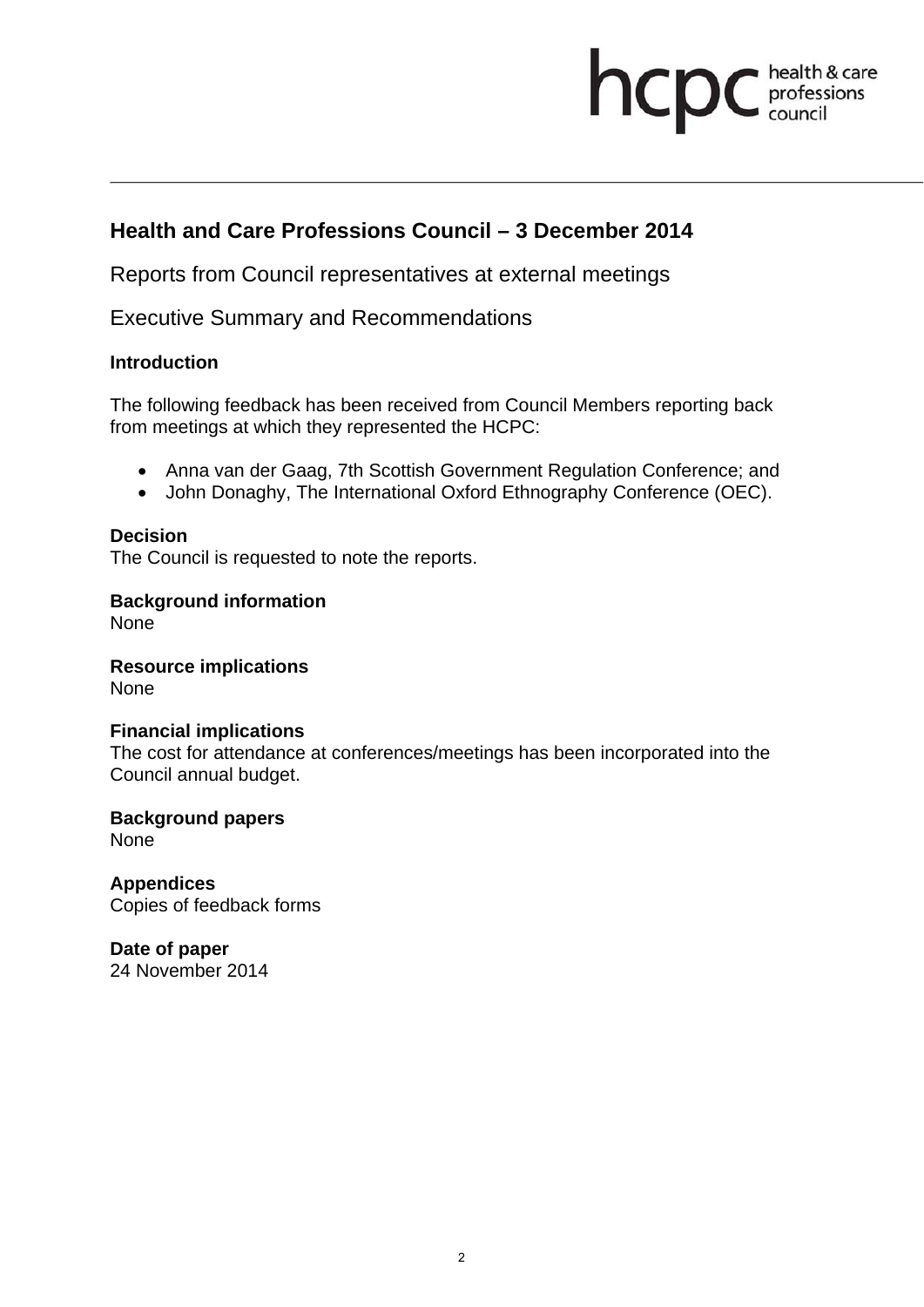## Health and Care Professions Council – 3 December 2014

Reports from Council representatives at external meetings

Executive Summary and Recommendations

**Introduction**

The following feedback has been received from Council Members reporting back from meetings at which they represented the HCPC:

- Anna van der Gaag, 7th Scottish Government Regulation Conference; and
- John Donaghy, The International Oxford Ethnography Conference (OEC).

**Decision**

The Council is requested to note the reports.

**Background information**

None

**Resource implications**

None

**Financial implications**

The cost for attendance at conferences/meetings has been incorporated into the Council annual budget.

**Background papers**

None

**Appendices**

Copies of feedback forms

**Date of paper**

24 November 2014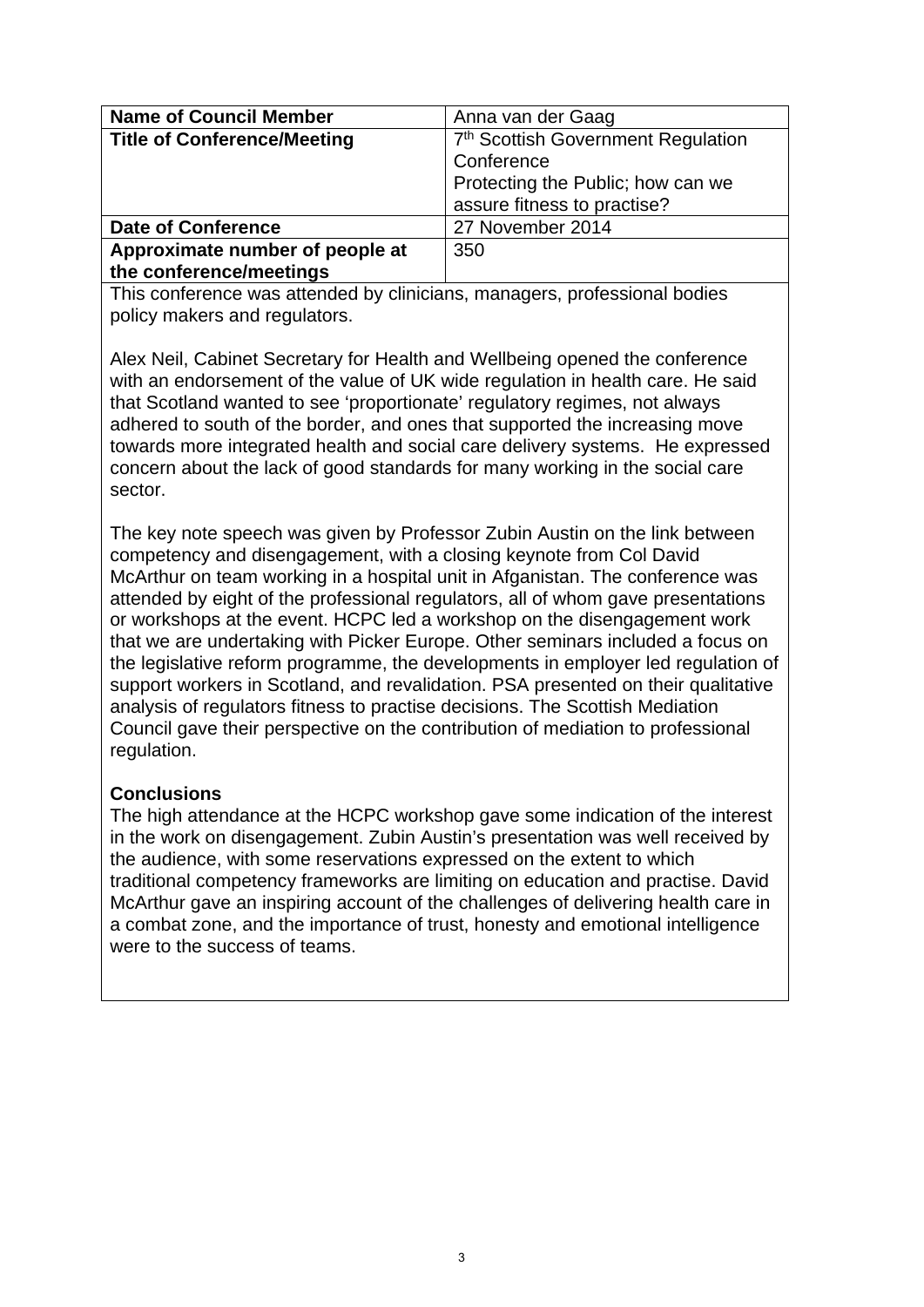| Name of Council Member | Anna van der Gaag |
|---|---|
| **Title of Conference/Meeting** | 7th Scottish Government Regulation Conference<br>Protecting the Public; how can we assure fitness to practise? |
| **Date of Conference** | 27 November 2014 |
| **Approximate number of people at the conference/meetings** | 350 |

This conference was attended by clinicians, managers, professional bodies policy makers and regulators.

Alex Neil, Cabinet Secretary for Health and Wellbeing opened the conference with an endorsement of the value of UK wide regulation in health care. He said that Scotland wanted to see 'proportionate' regulatory regimes, not always adhered to south of the border, and ones that supported the increasing move towards more integrated health and social care delivery systems. He expressed concern about the lack of good standards for many working in the social care sector.

The key note speech was given by Professor Zubin Austin on the link between competency and disengagement, with a closing keynote from Col David McArthur on team working in a hospital unit in Afganistan. The conference was attended by eight of the professional regulators, all of whom gave presentations or workshops at the event. HCPC led a workshop on the disengagement work that we are undertaking with Picker Europe. Other seminars included a focus on the legislative reform programme, the developments in employer led regulation of support workers in Scotland, and revalidation. PSA presented on their qualitative analysis of regulators fitness to practise decisions. The Scottish Mediation Council gave their perspective on the contribution of mediation to professional regulation.

**Conclusions**

The high attendance at the HCPC workshop gave some indication of the interest in the work on disengagement. Zubin Austin's presentation was well received by the audience, with some reservations expressed on the extent to which traditional competency frameworks are limiting on education and practise. David McArthur gave an inspiring account of the challenges of delivering health care in a combat zone, and the importance of trust, honesty and emotional intelligence were to the success of teams.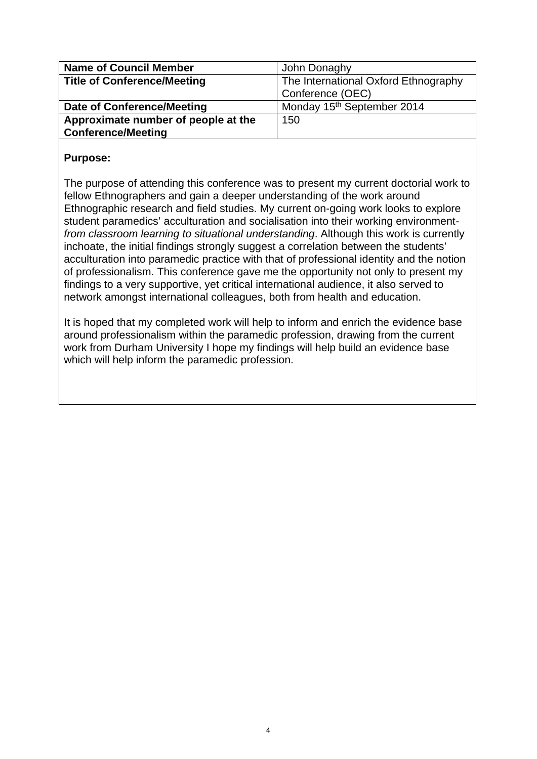| | |
|---|---|
| **Name of Council Member** | John Donaghy |
| **Title of Conference/Meeting** | The International Oxford Ethnography Conference (OEC) |
| **Date of Conference/Meeting** | Monday 15th September 2014 |
| **Approximate number of people at the Conference/Meeting** | 150 |

**Purpose:**

The purpose of attending this conference was to present my current doctorial work to fellow Ethnographers and gain a deeper understanding of the work around Ethnographic research and field studies. My current on-going work looks to explore student paramedics' acculturation and socialisation into their working environment- *from classroom learning to situational understanding*. Although this work is currently inchoate, the initial findings strongly suggest a correlation between the students' acculturation into paramedic practice with that of professional identity and the notion of professionalism. This conference gave me the opportunity not only to present my findings to a very supportive, yet critical international audience, it also served to network amongst international colleagues, both from health and education.

It is hoped that my completed work will help to inform and enrich the evidence base around professionalism within the paramedic profession, drawing from the current work from Durham University I hope my findings will help build an evidence base which will help inform the paramedic profession.